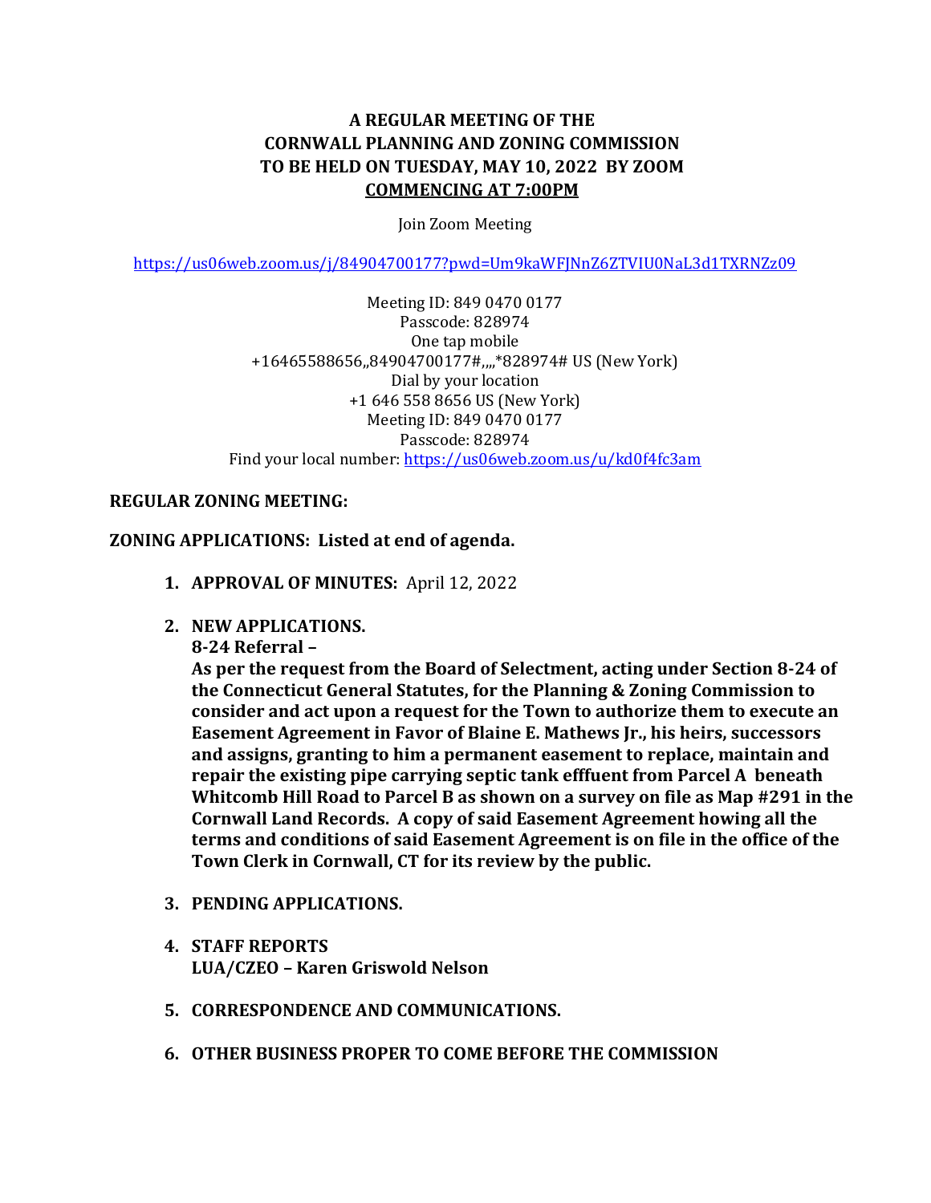**A REGULAR MEETING OF THE**
**CORNWALL PLANNING AND ZONING COMMISSION**
**TO BE HELD ON TUESDAY, MAY 10, 2022 BY ZOOM**
**COMMENCING AT 7:00PM**

Join Zoom Meeting

https://us06web.zoom.us/j/84904700177?pwd=Um9kaWFJNnZ6ZTVIU0NaL3d1TXRNZz09

Meeting ID: 849 0470 0177
Passcode: 828974
One tap mobile
+16465588656,,84904700177#,,,,*828974# US (New York)
Dial by your location
+1 646 558 8656 US (New York)
Meeting ID: 849 0470 0177
Passcode: 828974
Find your local number: https://us06web.zoom.us/u/kd0f4fc3am

**REGULAR ZONING MEETING:**

**ZONING APPLICATIONS: Listed at end of agenda.**

1. **APPROVAL OF MINUTES:** April 12, 2022

2. **NEW APPLICATIONS.**
   **8-24 Referral –**
   **As per the request from the Board of Selectment, acting under Section 8-24 of the Connecticut General Statutes, for the Planning & Zoning Commission to consider and act upon a request for the Town to authorize them to execute an Easement Agreement in Favor of Blaine E. Mathews Jr., his heirs, successors and assigns, granting to him a permanent easement to replace, maintain and repair the existing pipe carrying septic tank efffuent from Parcel A beneath Whitcomb Hill Road to Parcel B as shown on a survey on file as Map #291 in the Cornwall Land Records. A copy of said Easement Agreement howing all the terms and conditions of said Easement Agreement is on file in the office of the Town Clerk in Cornwall, CT for its review by the public.**

3. **PENDING APPLICATIONS.**

4. **STAFF REPORTS**
   **LUA/CZEO – Karen Griswold Nelson**

5. **CORRESPONDENCE AND COMMUNICATIONS.**

6. **OTHER BUSINESS PROPER TO COME BEFORE THE COMMISSION**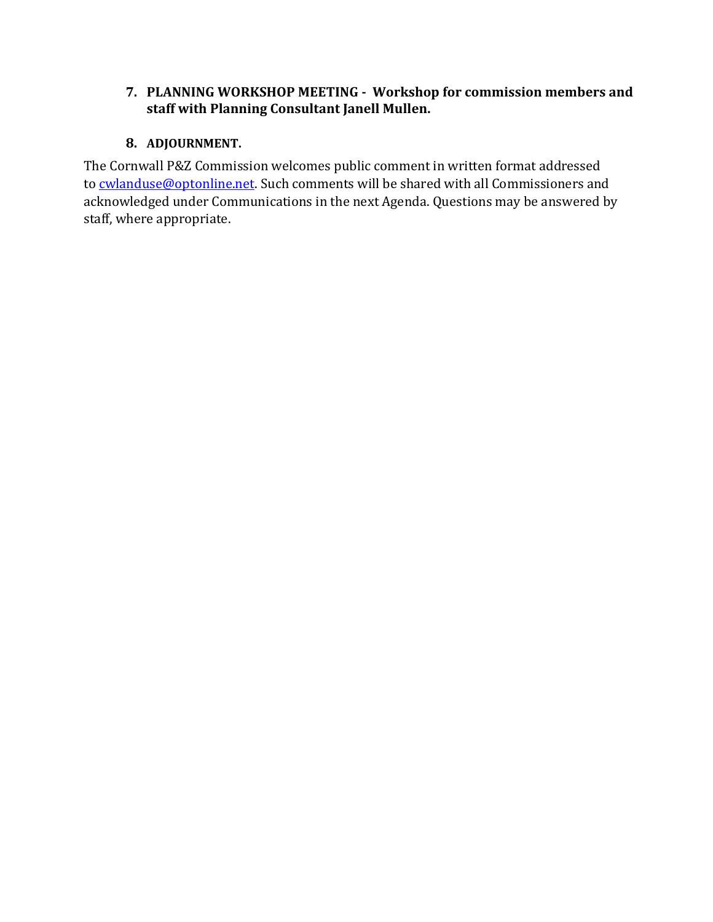7. **PLANNING WORKSHOP MEETING - Workshop for commission members and staff with Planning Consultant Janell Mullen.**

8. **ADJOURNMENT.**

The Cornwall P&Z Commission welcomes public comment in written format addressed to [cwlanduse@optonline.net](mailto:cwlanduse@optonline.net). Such comments will be shared with all Commissioners and acknowledged under Communications in the next Agenda. Questions may be answered by staff, where appropriate.